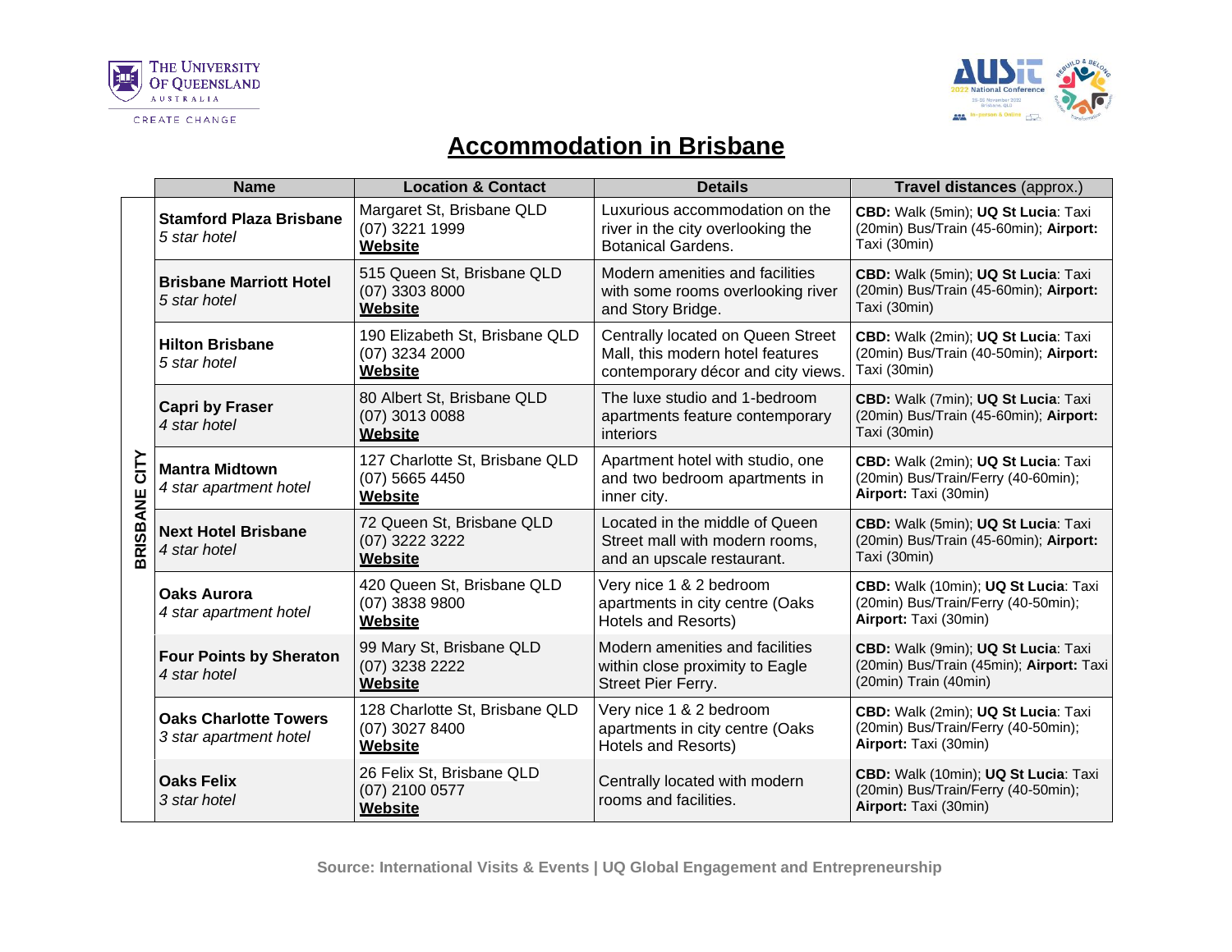# Accommodation in Brisbane

| | Name | Location & Contact | Details | Travel distances (approx.) |
|---|---|---|---|---|
| BRISBANE CITY | **Stamford Plaza Brisbane**<br>*5 star hotel* | Margaret St, Brisbane QLD<br>(07) 3221 1999<br>**Website** | Luxurious accommodation on the river in the city overlooking the Botanical Gardens. | **CBD:** Walk (5min); **UQ St Lucia**: Taxi (20min) Bus/Train (45-60min); **Airport:** Taxi (30min) |
| | **Brisbane Marriott Hotel**<br>*5 star hotel* | 515 Queen St, Brisbane QLD<br>(07) 3303 8000<br>**Website** | Modern amenities and facilities with some rooms overlooking river and Story Bridge. | **CBD:** Walk (5min); **UQ St Lucia**: Taxi (20min) Bus/Train (45-60min); **Airport:** Taxi (30min) |
| | **Hilton Brisbane**<br>*5 star hotel* | 190 Elizabeth St, Brisbane QLD<br>(07) 3234 2000<br>**Website** | Centrally located on Queen Street Mall, this modern hotel features contemporary décor and city views. | **CBD:** Walk (2min); **UQ St Lucia**: Taxi (20min) Bus/Train (40-50min); **Airport:** Taxi (30min) |
| | **Capri by Fraser**<br>*4 star hotel* | 80 Albert St, Brisbane QLD<br>(07) 3013 0088<br>**Website** | The luxe studio and 1-bedroom apartments feature contemporary interiors | **CBD:** Walk (7min); **UQ St Lucia**: Taxi (20min) Bus/Train (45-60min); **Airport:** Taxi (30min) |
| | **Mantra Midtown**<br>*4 star apartment hotel* | 127 Charlotte St, Brisbane QLD<br>(07) 5665 4450<br>**Website** | Apartment hotel with studio, one and two bedroom apartments in inner city. | **CBD:** Walk (2min); **UQ St Lucia**: Taxi (20min) Bus/Train/Ferry (40-60min); **Airport:** Taxi (30min) |
| | **Next Hotel Brisbane**<br>*4 star hotel* | 72 Queen St, Brisbane QLD<br>(07) 3222 3222<br>**Website** | Located in the middle of Queen Street mall with modern rooms, and an upscale restaurant. | **CBD:** Walk (5min); **UQ St Lucia**: Taxi (20min) Bus/Train (45-60min); **Airport:** Taxi (30min) |
| | **Oaks Aurora**<br>*4 star apartment hotel* | 420 Queen St, Brisbane QLD<br>(07) 3838 9800<br>**Website** | Very nice 1 & 2 bedroom apartments in city centre (Oaks Hotels and Resorts) | **CBD:** Walk (10min); **UQ St Lucia**: Taxi (20min) Bus/Train/Ferry (40-50min); **Airport:** Taxi (30min) |
| | **Four Points by Sheraton**<br>*4 star hotel* | 99 Mary St, Brisbane QLD<br>(07) 3238 2222<br>**Website** | Modern amenities and facilities within close proximity to Eagle Street Pier Ferry. | **CBD:** Walk (9min); **UQ St Lucia**: Taxi (20min) Bus/Train (45min); **Airport:** Taxi (20min) Train (40min) |
| | **Oaks Charlotte Towers**<br>*3 star apartment hotel* | 128 Charlotte St, Brisbane QLD<br>(07) 3027 8400<br>**Website** | Very nice 1 & 2 bedroom apartments in city centre (Oaks Hotels and Resorts) | **CBD:** Walk (2min); **UQ St Lucia**: Taxi (20min) Bus/Train/Ferry (40-50min); **Airport:** Taxi (30min) |
| | **Oaks Felix**<br>*3 star hotel* | 26 Felix St, Brisbane QLD<br>(07) 2100 0577<br>**Website** | Centrally located with modern rooms and facilities. | **CBD:** Walk (10min); **UQ St Lucia**: Taxi (20min) Bus/Train/Ferry (40-50min); **Airport:** Taxi (30min) |

Source: International Visits & Events | UQ Global Engagement and Entrepreneurship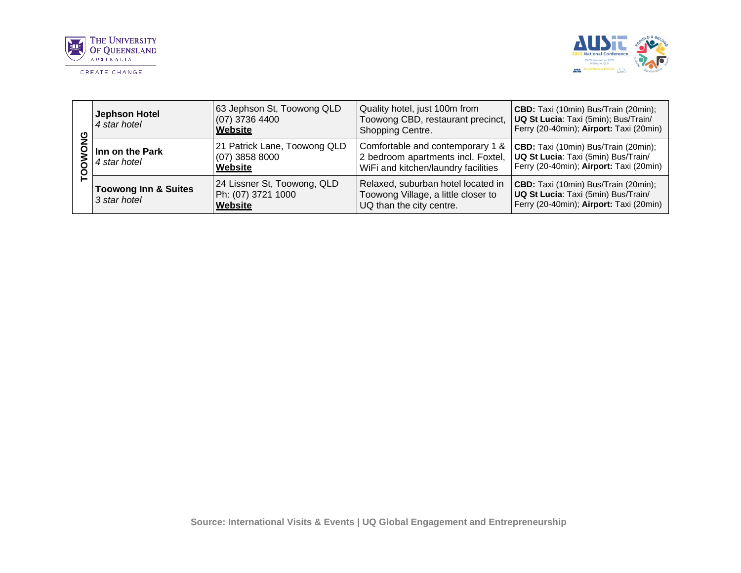| | | | | |
|---|---|---|---|---|
| TOOWONG | **Jephson Hotel** *4 star hotel* | 63 Jephson St, Toowong QLD (07) 3736 4400 **Website** | Quality hotel, just 100m from Toowong CBD, restaurant precinct, Shopping Centre. | **CBD:** Taxi (10min) Bus/Train (20min); **UQ St Lucia**: Taxi (5min); Bus/Train/ Ferry (20-40min); **Airport:** Taxi (20min) |
| | **Inn on the Park** *4 star hotel* | 21 Patrick Lane, Toowong QLD (07) 3858 8000 **Website** | Comfortable and contemporary 1 & 2 bedroom apartments incl. Foxtel, WiFi and kitchen/laundry facilities | **CBD:** Taxi (10min) Bus/Train (20min); **UQ St Lucia**: Taxi (5min) Bus/Train/ Ferry (20-40min); **Airport:** Taxi (20min) |
| | **Toowong Inn & Suites** *3 star hotel* | 24 Lissner St, Toowong, QLD Ph: (07) 3721 1000 **Website** | Relaxed, suburban hotel located in Toowong Village, a little closer to UQ than the city centre. | **CBD:** Taxi (10min) Bus/Train (20min); **UQ St Lucia**: Taxi (5min) Bus/Train/ Ferry (20-40min); **Airport:** Taxi (20min) |

**Source: International Visits & Events | UQ Global Engagement and Entrepreneurship**